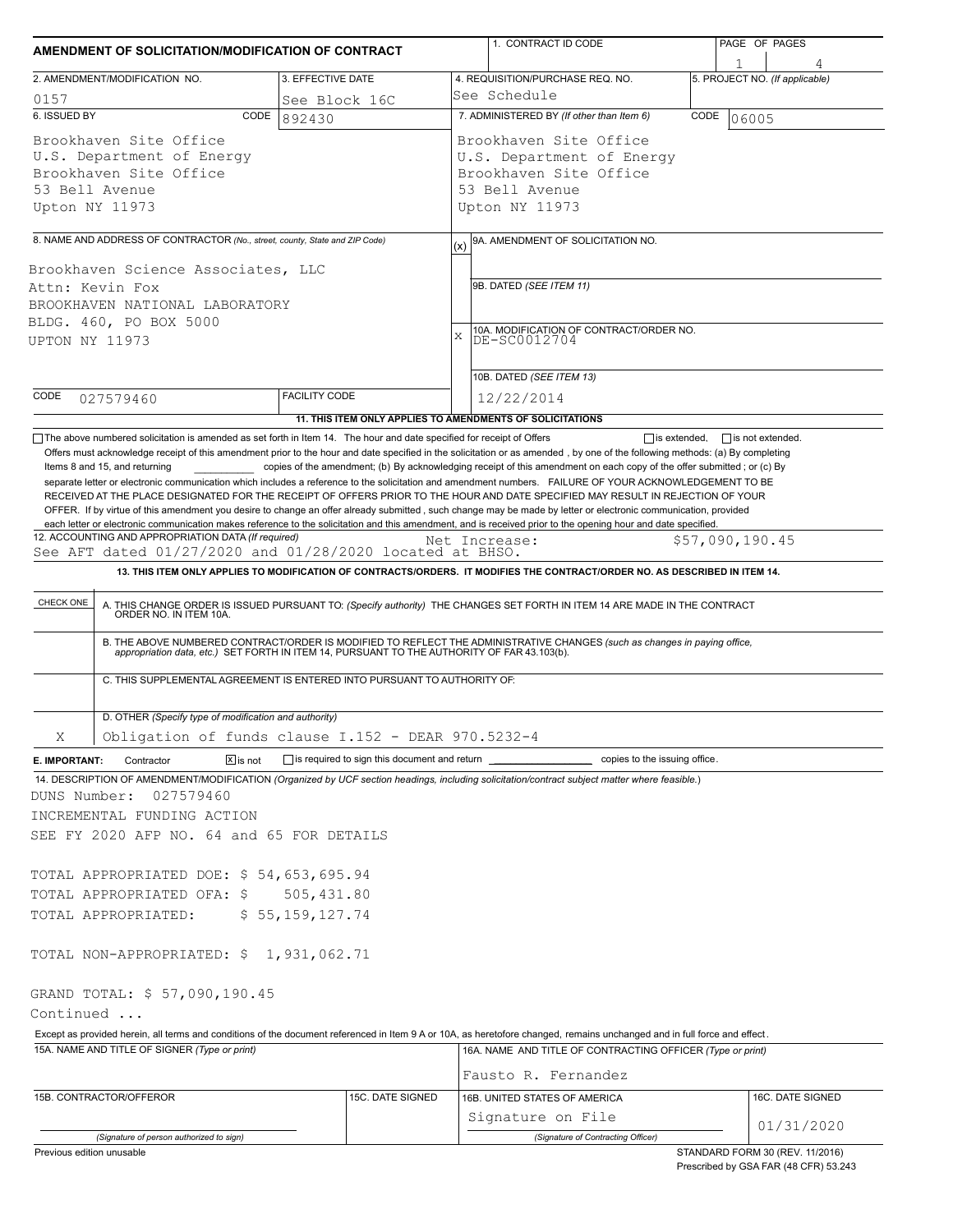# AMENDMENT OF SOLICITATION/MODIFICATION OF CONTRACT

| 1. CONTRACT ID CODE | PAGE OF PAGES |
|---|---|
| | 1 / 4 |

| 2. AMENDMENT/MODIFICATION NO. | 3. EFFECTIVE DATE | 4. REQUISITION/PURCHASE REQ. NO. | 5. PROJECT NO. (If applicable) |
|---|---|---|---|
| 0157 | See Block 16C | See Schedule | |

**6. ISSUED BY** CODE 892430

Brookhaven Site Office
U.S. Department of Energy
Brookhaven Site Office
53 Bell Avenue
Upton NY 11973

**7. ADMINISTERED BY** (If other than Item 6) CODE 06005

Brookhaven Site Office
U.S. Department of Energy
Brookhaven Site Office
53 Bell Avenue
Upton NY 11973

**8. NAME AND ADDRESS OF CONTRACTOR** (No., street, county, State and ZIP Code)

Brookhaven Science Associates, LLC
Attn: Kevin Fox
BROOKHAVEN NATIONAL LABORATORY
BLDG. 460, PO BOX 5000
UPTON NY 11973

CODE 027579460 FACILITY CODE

(x) 9A. AMENDMENT OF SOLICITATION NO.

9B. DATED (SEE ITEM 11)

X 10A. MODIFICATION OF CONTRACT/ORDER NO.
DE-SC0012704

10B. DATED (SEE ITEM 13)
12/22/2014

**11. THIS ITEM ONLY APPLIES TO AMENDMENTS OF SOLICITATIONS**

☐ The above numbered solicitation is amended as set forth in Item 14. The hour and date specified for receipt of Offers ☐ is extended, ☐ is not extended.

Offers must acknowledge receipt of this amendment prior to the hour and date specified in the solicitation or as amended , by one of the following methods: (a) By completing Items 8 and 15, and returning __________ copies of the amendment; (b) By acknowledging receipt of this amendment on each copy of the offer submitted ; or (c) By separate letter or electronic communication which includes a reference to the solicitation and amendment numbers. FAILURE OF YOUR ACKNOWLEDGEMENT TO BE RECEIVED AT THE PLACE DESIGNATED FOR THE RECEIPT OF OFFERS PRIOR TO THE HOUR AND DATE SPECIFIED MAY RESULT IN REJECTION OF YOUR OFFER. If by virtue of this amendment you desire to change an offer already submitted , such change may be made by letter or electronic communication, provided each letter or electronic communication makes reference to the solicitation and this amendment, and is received prior to the opening hour and date specified.

**12. ACCOUNTING AND APPROPRIATION DATA** (If required)
See AFT dated 01/27/2020 and 01/28/2020 located at BHSO. Net Increase: $57,090,190.45

**13. THIS ITEM ONLY APPLIES TO MODIFICATION OF CONTRACTS/ORDERS. IT MODIFIES THE CONTRACT/ORDER NO. AS DESCRIBED IN ITEM 14.**

| CHECK ONE | |
|---|---|
| | A. THIS CHANGE ORDER IS ISSUED PURSUANT TO: (Specify authority) THE CHANGES SET FORTH IN ITEM 14 ARE MADE IN THE CONTRACT ORDER NO. IN ITEM 10A. |
| | B. THE ABOVE NUMBERED CONTRACT/ORDER IS MODIFIED TO REFLECT THE ADMINISTRATIVE CHANGES (such as changes in paying office, appropriation data, etc.) SET FORTH IN ITEM 14, PURSUANT TO THE AUTHORITY OF FAR 43.103(b). |
| | C. THIS SUPPLEMENTAL AGREEMENT IS ENTERED INTO PURSUANT TO AUTHORITY OF: |
| X | D. OTHER (Specify type of modification and authority) Obligation of funds clause I.152 - DEAR 970.5232-4 |

**E. IMPORTANT:** Contractor ☒ is not ☐ is required to sign this document and return ________ copies to the issuing office.

**14. DESCRIPTION OF AMENDMENT/MODIFICATION** (Organized by UCF section headings, including solicitation/contract subject matter where feasible.)

DUNS Number: 027579460
INCREMENTAL FUNDING ACTION
SEE FY 2020 AFP NO. 64 and 65 FOR DETAILS

TOTAL APPROPRIATED DOE: $ 54,653,695.94
TOTAL APPROPRIATED OFA: $ 505,431.80
TOTAL APPROPRIATED: $ 55,159,127.74

TOTAL NON-APPROPRIATED: $ 1,931,062.71

GRAND TOTAL: $ 57,090,190.45
Continued ...

Except as provided herein, all terms and conditions of the document referenced in Item 9 A or 10A, as heretofore changed, remains unchanged and in full force and effect.

| 15A. NAME AND TITLE OF SIGNER (Type or print) | | 16A. NAME AND TITLE OF CONTRACTING OFFICER (Type or print) | |
|---|---|---|---|
| | | Fausto R. Fernandez | |
| 15B. CONTRACTOR/OFFEROR | 15C. DATE SIGNED | 16B. UNITED STATES OF AMERICA | 16C. DATE SIGNED |
| (Signature of person authorized to sign) | | Signature on File (Signature of Contracting Officer) | 01/31/2020 |

Previous edition unusable

STANDARD FORM 30 (REV. 11/2016)
Prescribed by GSA FAR (48 CFR) 53.243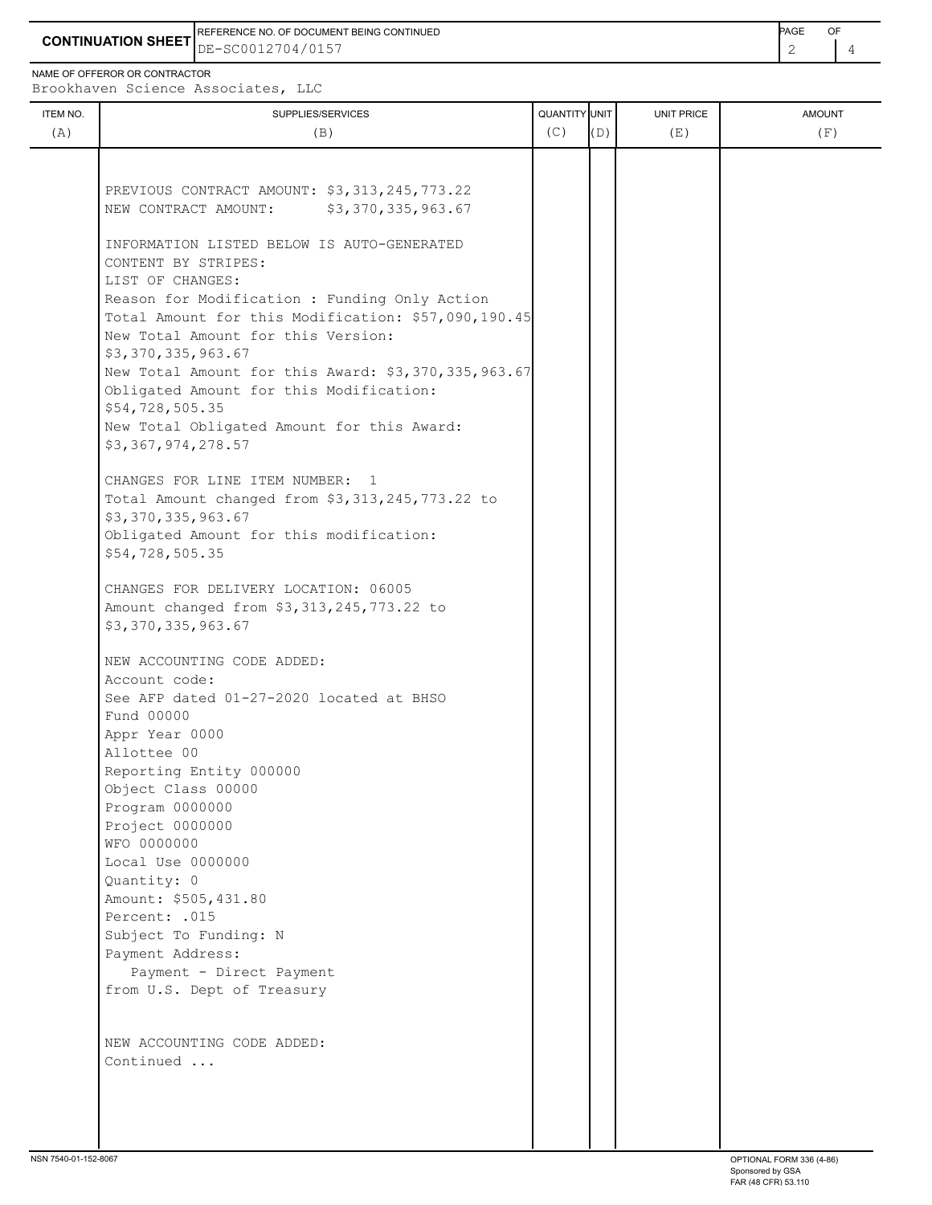**CONTINUATION SHEET**

REFERENCE NO. OF DOCUMENT BEING CONTINUED: DE-SC0012704/0157

NAME OF OFFEROR OR CONTRACTOR: Brookhaven Science Associates, LLC

| ITEM NO. (A) | SUPPLIES/SERVICES (B) | QUANTITY (C) | UNIT (D) | UNIT PRICE (E) | AMOUNT (F) |
|---|---|---|---|---|---|
| | PREVIOUS CONTRACT AMOUNT: $3,313,245,773.22<br>NEW CONTRACT AMOUNT: $3,370,335,963.67<br><br>INFORMATION LISTED BELOW IS AUTO-GENERATED CONTENT BY STRIPES:<br>LIST OF CHANGES:<br>Reason for Modification : Funding Only Action<br>Total Amount for this Modification: $57,090,190.45<br>New Total Amount for this Version: $3,370,335,963.67<br>New Total Amount for this Award: $3,370,335,963.67<br>Obligated Amount for this Modification: $54,728,505.35<br>New Total Obligated Amount for this Award: $3,367,974,278.57<br><br>CHANGES FOR LINE ITEM NUMBER: 1<br>Total Amount changed from $3,313,245,773.22 to $3,370,335,963.67<br>Obligated Amount for this modification: $54,728,505.35<br><br>CHANGES FOR DELIVERY LOCATION: 06005<br>Amount changed from $3,313,245,773.22 to $3,370,335,963.67<br><br>NEW ACCOUNTING CODE ADDED:<br>Account code:<br>See AFP dated 01-27-2020 located at BHSO<br>Fund 00000<br>Appr Year 0000<br>Allottee 00<br>Reporting Entity 000000<br>Object Class 00000<br>Program 0000000<br>Project 0000000<br>WFO 0000000<br>Local Use 0000000<br>Quantity: 0<br>Amount: $505,431.80<br>Percent: .015<br>Subject To Funding: N<br>Payment Address:<br>Payment - Direct Payment from U.S. Dept of Treasury<br><br>NEW ACCOUNTING CODE ADDED:<br>Continued ... | | | | |

NSN 7540-01-152-8067

OPTIONAL FORM 336 (4-86)
Sponsored by GSA
FAR (48 CFR) 53.110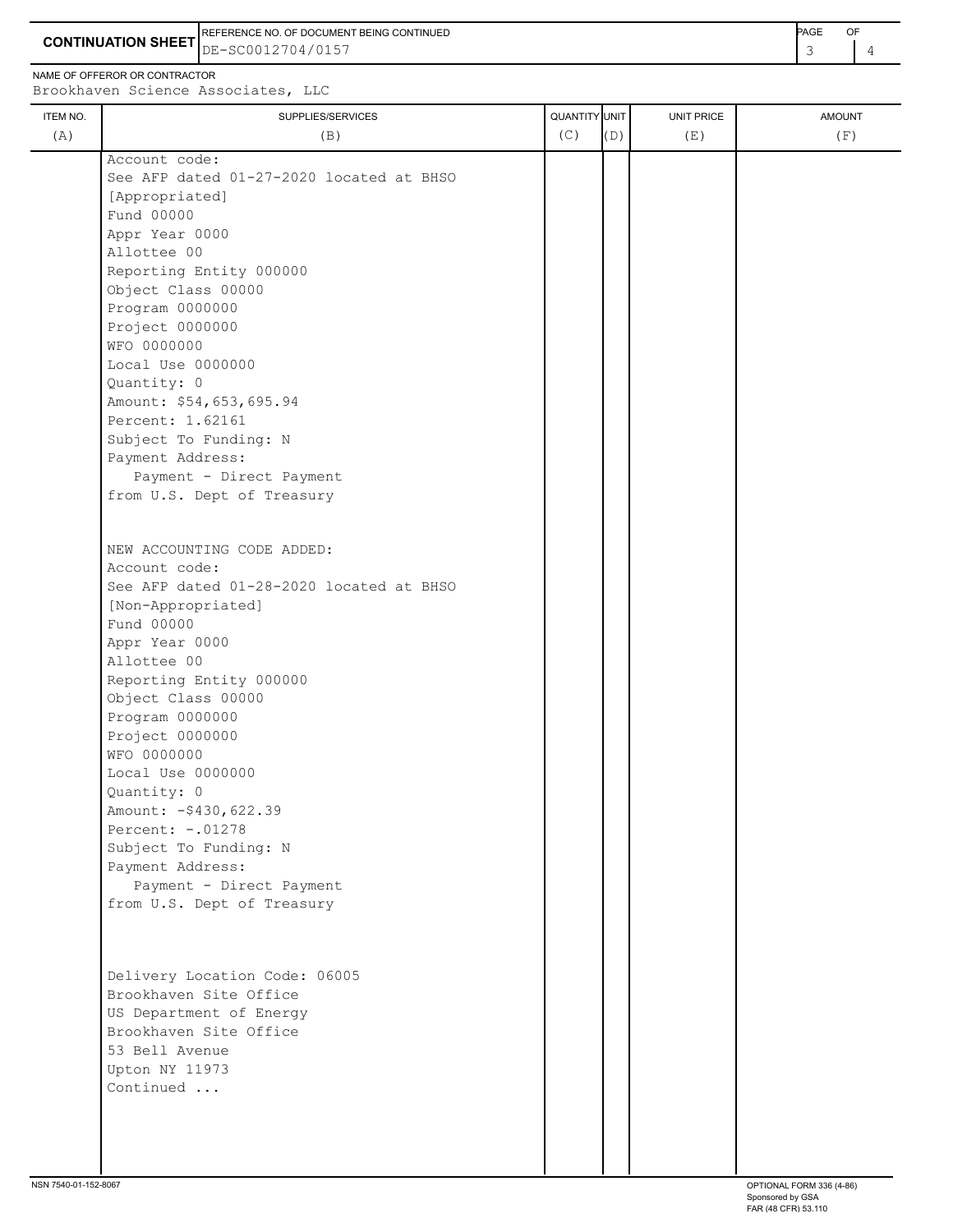**CONTINUATION SHEET**

REFERENCE NO. OF DOCUMENT BEING CONTINUED: DE-SC0012704/0157

NAME OF OFFEROR OR CONTRACTOR: Brookhaven Science Associates, LLC

| ITEM NO. (A) | SUPPLIES/SERVICES (B) | QUANTITY (C) | UNIT (D) | UNIT PRICE (E) | AMOUNT (F) |
|---|---|---|---|---|---|
| | Account code:<br>See AFP dated 01-27-2020 located at BHSO<br>[Appropriated]<br>Fund 00000<br>Appr Year 0000<br>Allottee 00<br>Reporting Entity 000000<br>Object Class 00000<br>Program 0000000<br>Project 0000000<br>WFO 0000000<br>Local Use 0000000<br>Quantity: 0<br>Amount: $54,653,695.94<br>Percent: 1.62161<br>Subject To Funding: N<br>Payment Address:<br>Payment - Direct Payment<br>from U.S. Dept of Treasury | | | | |
| | NEW ACCOUNTING CODE ADDED:<br>Account code:<br>See AFP dated 01-28-2020 located at BHSO<br>[Non-Appropriated]<br>Fund 00000<br>Appr Year 0000<br>Allottee 00<br>Reporting Entity 000000<br>Object Class 00000<br>Program 0000000<br>Project 0000000<br>WFO 0000000<br>Local Use 0000000<br>Quantity: 0<br>Amount: -$430,622.39<br>Percent: -.01278<br>Subject To Funding: N<br>Payment Address:<br>Payment - Direct Payment<br>from U.S. Dept of Treasury | | | | |
| | Delivery Location Code: 06005<br>Brookhaven Site Office<br>US Department of Energy<br>Brookhaven Site Office<br>53 Bell Avenue<br>Upton NY 11973<br>Continued ... | | | | |

NSN 7540-01-152-8067

OPTIONAL FORM 336 (4-86)
Sponsored by GSA
FAR (48 CFR) 53.110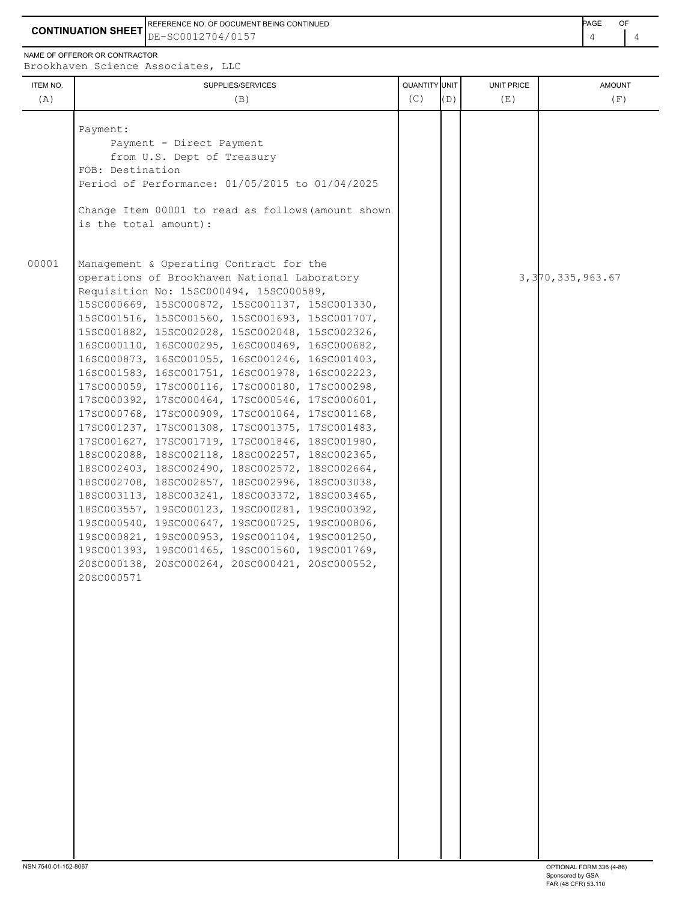**CONTINUATION SHEET**

REFERENCE NO. OF DOCUMENT BEING CONTINUED: DE-SC0012704/0157

NAME OF OFFEROR OR CONTRACTOR: Brookhaven Science Associates, LLC

| ITEM NO. (A) | SUPPLIES/SERVICES (B) | QUANTITY (C) | UNIT (D) | UNIT PRICE (E) | AMOUNT (F) |
|---|---|---|---|---|---|
| | Payment:<br>Payment - Direct Payment<br>from U.S. Dept of Treasury<br>FOB: Destination<br>Period of Performance: 01/05/2015 to 01/04/2025<br><br>Change Item 00001 to read as follows(amount shown is the total amount): | | | | |
| 00001 | Management & Operating Contract for the operations of Brookhaven National Laboratory<br>Requisition No: 15SC000494, 15SC000589, 15SC000669, 15SC000872, 15SC001137, 15SC001330, 15SC001516, 15SC001560, 15SC001693, 15SC001707, 15SC001882, 15SC002028, 15SC002048, 15SC002326, 16SC000110, 16SC000295, 16SC000469, 16SC000682, 16SC000873, 16SC001055, 16SC001246, 16SC001403, 16SC001583, 16SC001751, 16SC001978, 16SC002223, 17SC000059, 17SC000116, 17SC000180, 17SC000298, 17SC000392, 17SC000464, 17SC000546, 17SC000601, 17SC000768, 17SC000909, 17SC001064, 17SC001168, 17SC001237, 17SC001308, 17SC001375, 17SC001483, 17SC001627, 17SC001719, 17SC001846, 18SC001980, 18SC002088, 18SC002118, 18SC002257, 18SC002365, 18SC002403, 18SC002490, 18SC002572, 18SC002664, 18SC002708, 18SC002857, 18SC002996, 18SC003038, 18SC003113, 18SC003241, 18SC003372, 18SC003465, 18SC003557, 19SC000123, 19SC000281, 19SC000392, 19SC000540, 19SC000647, 19SC000725, 19SC000806, 19SC000821, 19SC000953, 19SC001104, 19SC001250, 19SC001393, 19SC001465, 19SC001560, 19SC001769, 20SC000138, 20SC000264, 20SC000421, 20SC000552, 20SC000571 | | | | 3,370,335,963.67 |

NSN 7540-01-152-8067

OPTIONAL FORM 336 (4-86)
Sponsored by GSA
FAR (48 CFR) 53.110